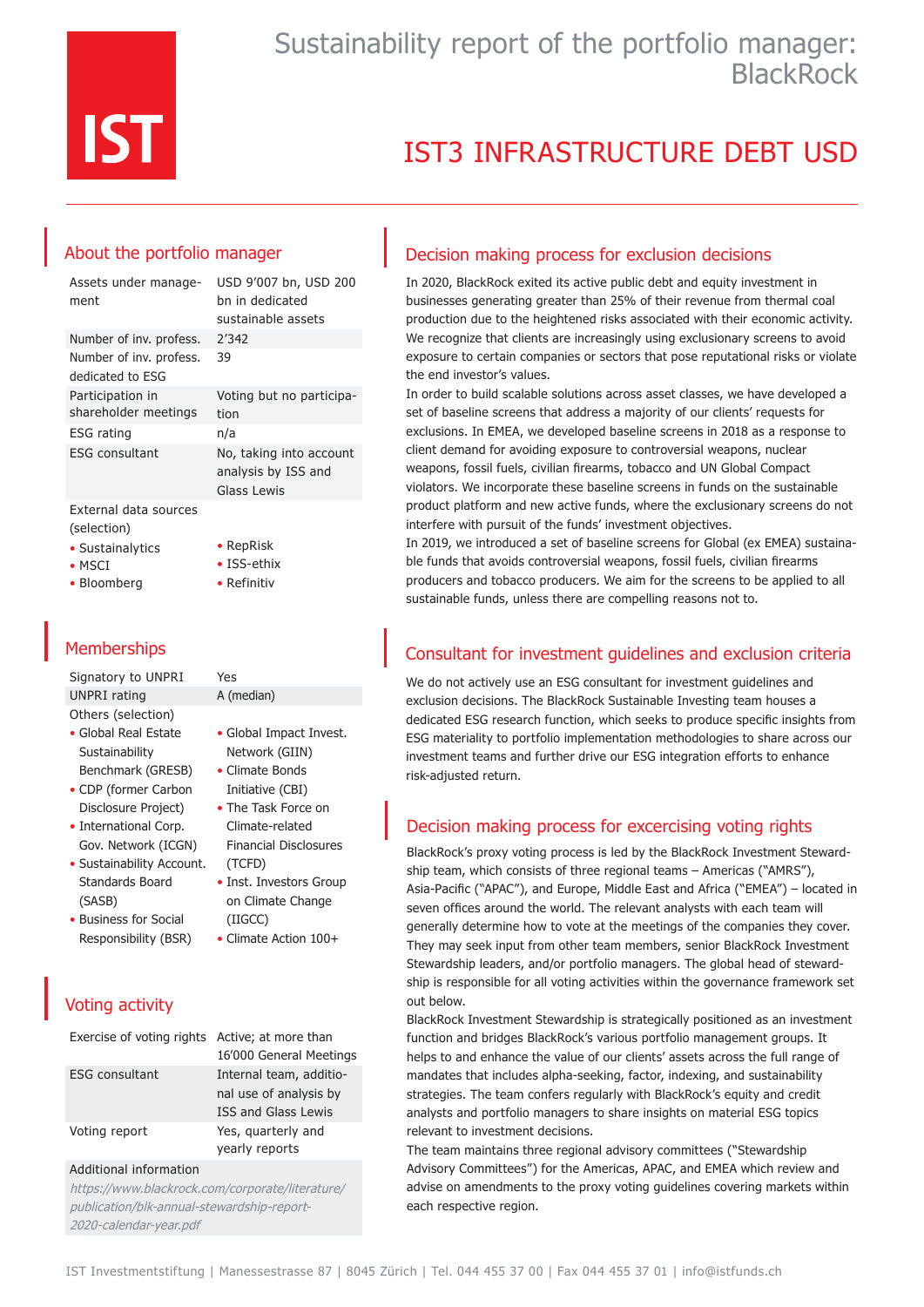IST

# Sustainability report of the portfolio manager: BlackRock

# IST3 INFRASTRUCTURE DEBT USD

## About the portfolio manager

| | |
|---|---|
| Assets under management | USD 9'007 bn, USD 200 bn in dedicated sustainable assets |
| Number of inv. profess. | 2'342 |
| Number of inv. profess. dedicated to ESG | 39 |
| Participation in shareholder meetings | Voting but no participation |
| ESG rating | n/a |
| ESG consultant | No, taking into account analysis by ISS and Glass Lewis |

External data sources (selection)

- Sustainalytics
- MSCI
- Bloomberg
- RepRisk
- ISS-ethix
- Refinitiv

## Memberships

| | |
|---|---|
| Signatory to UNPRI | Yes |
| UNPRI rating | A (median) |

Others (selection)

- Global Real Estate Sustainability Benchmark (GRESB)
- CDP (former Carbon Disclosure Project)
- International Corp. Gov. Network (ICGN)
- Sustainability Account. Standards Board (SASB)
- Business for Social Responsibility (BSR)
- Global Impact Invest. Network (GIIN)
- Climate Bonds Initiative (CBI)
- The Task Force on Climate-related Financial Disclosures (TCFD)
- Inst. Investors Group on Climate Change (IIGCC)
- Climate Action 100+

## Voting activity

| | |
|---|---|
| Exercise of voting rights | Active; at more than 16'000 General Meetings |
| ESG consultant | Internal team, additional use of analysis by ISS and Glass Lewis |
| Voting report | Yes, quarterly and yearly reports |

Additional information

*https://www.blackrock.com/corporate/literature/publication/blk-annual-stewardship-report-2020-calendar-year.pdf*

## Decision making process for exclusion decisions

In 2020, BlackRock exited its active public debt and equity investment in businesses generating greater than 25% of their revenue from thermal coal production due to the heightened risks associated with their economic activity. We recognize that clients are increasingly using exclusionary screens to avoid exposure to certain companies or sectors that pose reputational risks or violate the end investor's values.

In order to build scalable solutions across asset classes, we have developed a set of baseline screens that address a majority of our clients' requests for exclusions. In EMEA, we developed baseline screens in 2018 as a response to client demand for avoiding exposure to controversial weapons, nuclear weapons, fossil fuels, civilian firearms, tobacco and UN Global Compact violators. We incorporate these baseline screens in funds on the sustainable product platform and new active funds, where the exclusionary screens do not interfere with pursuit of the funds' investment objectives.

In 2019, we introduced a set of baseline screens for Global (ex EMEA) sustainable funds that avoids controversial weapons, fossil fuels, civilian firearms producers and tobacco producers. We aim for the screens to be applied to all sustainable funds, unless there are compelling reasons not to.

## Consultant for investment guidelines and exclusion criteria

We do not actively use an ESG consultant for investment guidelines and exclusion decisions. The BlackRock Sustainable Investing team houses a dedicated ESG research function, which seeks to produce specific insights from ESG materiality to portfolio implementation methodologies to share across our investment teams and further drive our ESG integration efforts to enhance risk-adjusted return.

## Decision making process for excercising voting rights

BlackRock's proxy voting process is led by the BlackRock Investment Stewardship team, which consists of three regional teams – Americas ("AMRS"), Asia-Pacific ("APAC"), and Europe, Middle East and Africa ("EMEA") – located in seven offices around the world. The relevant analysts with each team will generally determine how to vote at the meetings of the companies they cover. They may seek input from other team members, senior BlackRock Investment Stewardship leaders, and/or portfolio managers. The global head of stewardship is responsible for all voting activities within the governance framework set out below.

BlackRock Investment Stewardship is strategically positioned as an investment function and bridges BlackRock's various portfolio management groups. It helps to and enhance the value of our clients' assets across the full range of mandates that includes alpha-seeking, factor, indexing, and sustainability strategies. The team confers regularly with BlackRock's equity and credit analysts and portfolio managers to share insights on material ESG topics relevant to investment decisions.

The team maintains three regional advisory committees ("Stewardship Advisory Committees") for the Americas, APAC, and EMEA which review and advise on amendments to the proxy voting guidelines covering markets within each respective region.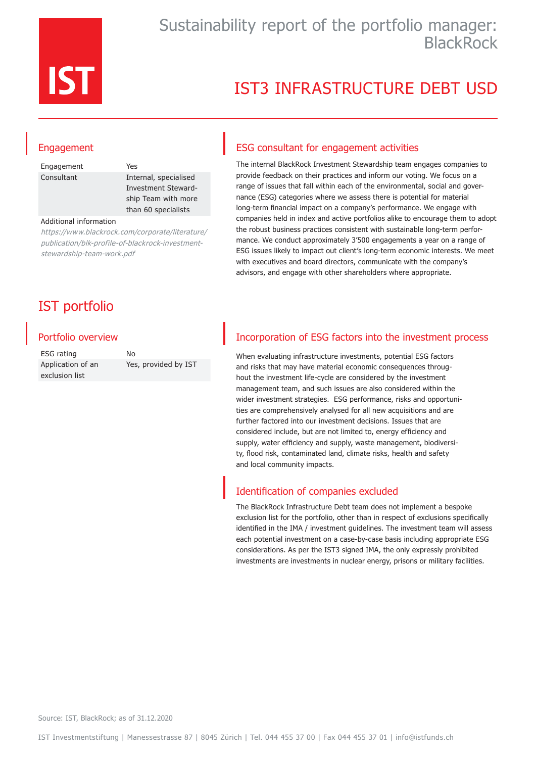# Sustainability report of the portfolio manager: BlackRock

# IST3 INFRASTRUCTURE DEBT USD

## Engagement

| | |
|---|---|
| Engagement | Yes |
| Consultant | Internal, specialised Investment Stewardship Team with more than 60 specialists |

Additional information

*https://www.blackrock.com/corporate/literature/publication/blk-profile-of-blackrock-investment-stewardship-team-work.pdf*

## ESG consultant for engagement activities

The internal BlackRock Investment Stewardship team engages companies to provide feedback on their practices and inform our voting. We focus on a range of issues that fall within each of the environmental, social and governance (ESG) categories where we assess there is potential for material long-term financial impact on a company's performance. We engage with companies held in index and active portfolios alike to encourage them to adopt the robust business practices consistent with sustainable long-term performance. We conduct approximately 3'500 engagements a year on a range of ESG issues likely to impact out client's long-term economic interests. We meet with executives and board directors, communicate with the company's advisors, and engage with other shareholders where appropriate.

# IST portfolio

## Portfolio overview

| | |
|---|---|
| ESG rating | No |
| Application of an exclusion list | Yes, provided by IST |

## Incorporation of ESG factors into the investment process

When evaluating infrastructure investments, potential ESG factors and risks that may have material economic consequences throughout the investment life-cycle are considered by the investment management team, and such issues are also considered within the wider investment strategies. ESG performance, risks and opportunities are comprehensively analysed for all new acquisitions and are further factored into our investment decisions. Issues that are considered include, but are not limited to, energy efficiency and supply, water efficiency and supply, waste management, biodiversity, flood risk, contaminated land, climate risks, health and safety and local community impacts.

## Identification of companies excluded

The BlackRock Infrastructure Debt team does not implement a bespoke exclusion list for the portfolio, other than in respect of exclusions specifically identified in the IMA / investment guidelines. The investment team will assess each potential investment on a case-by-case basis including appropriate ESG considerations. As per the IST3 signed IMA, the only expressly prohibited investments are investments in nuclear energy, prisons or military facilities.

Source: IST, BlackRock; as of 31.12.2020

IST Investmentstiftung | Manessestrasse 87 | 8045 Zürich | Tel. 044 455 37 00 | Fax 044 455 37 01 | info@istfunds.ch